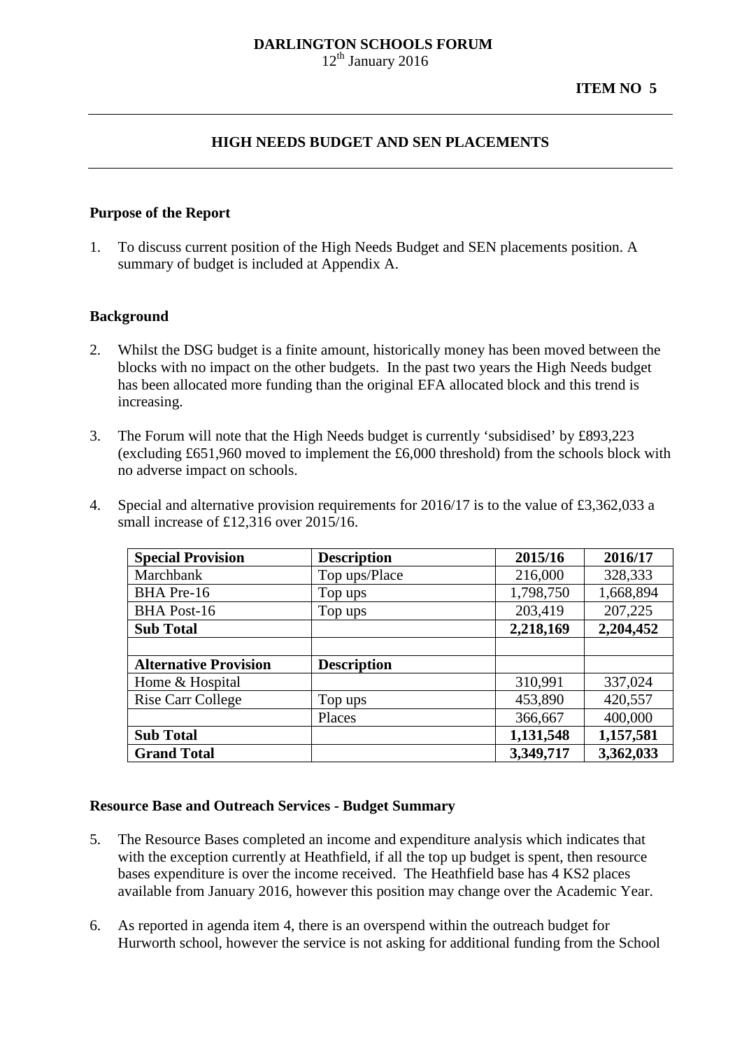**DARLINGTON SCHOOLS FORUM**
12th January 2016

**ITEM NO 5**

## HIGH NEEDS BUDGET AND SEN PLACEMENTS

### Purpose of the Report

1. To discuss current position of the High Needs Budget and SEN placements position. A summary of budget is included at Appendix A.

### Background

2. Whilst the DSG budget is a finite amount, historically money has been moved between the blocks with no impact on the other budgets. In the past two years the High Needs budget has been allocated more funding than the original EFA allocated block and this trend is increasing.

3. The Forum will note that the High Needs budget is currently 'subsidised' by £893,223 (excluding £651,960 moved to implement the £6,000 threshold) from the schools block with no adverse impact on schools.

4. Special and alternative provision requirements for 2016/17 is to the value of £3,362,033 a small increase of £12,316 over 2015/16.

| **Special Provision** | **Description** | **2015/16** | **2016/17** |
|---|---|---|---|
| Marchbank | Top ups/Place | 216,000 | 328,333 |
| BHA Pre-16 | Top ups | 1,798,750 | 1,668,894 |
| BHA Post-16 | Top ups | 203,419 | 207,225 |
| **Sub Total** | | **2,218,169** | **2,204,452** |
| | | | |
| **Alternative Provision** | **Description** | | |
| Home & Hospital | | 310,991 | 337,024 |
| Rise Carr College | Top ups | 453,890 | 420,557 |
| | Places | 366,667 | 400,000 |
| **Sub Total** | | **1,131,548** | **1,157,581** |
| **Grand Total** | | **3,349,717** | **3,362,033** |

### Resource Base and Outreach Services - Budget Summary

5. The Resource Bases completed an income and expenditure analysis which indicates that with the exception currently at Heathfield, if all the top up budget is spent, then resource bases expenditure is over the income received. The Heathfield base has 4 KS2 places available from January 2016, however this position may change over the Academic Year.

6. As reported in agenda item 4, there is an overspend within the outreach budget for Hurworth school, however the service is not asking for additional funding from the School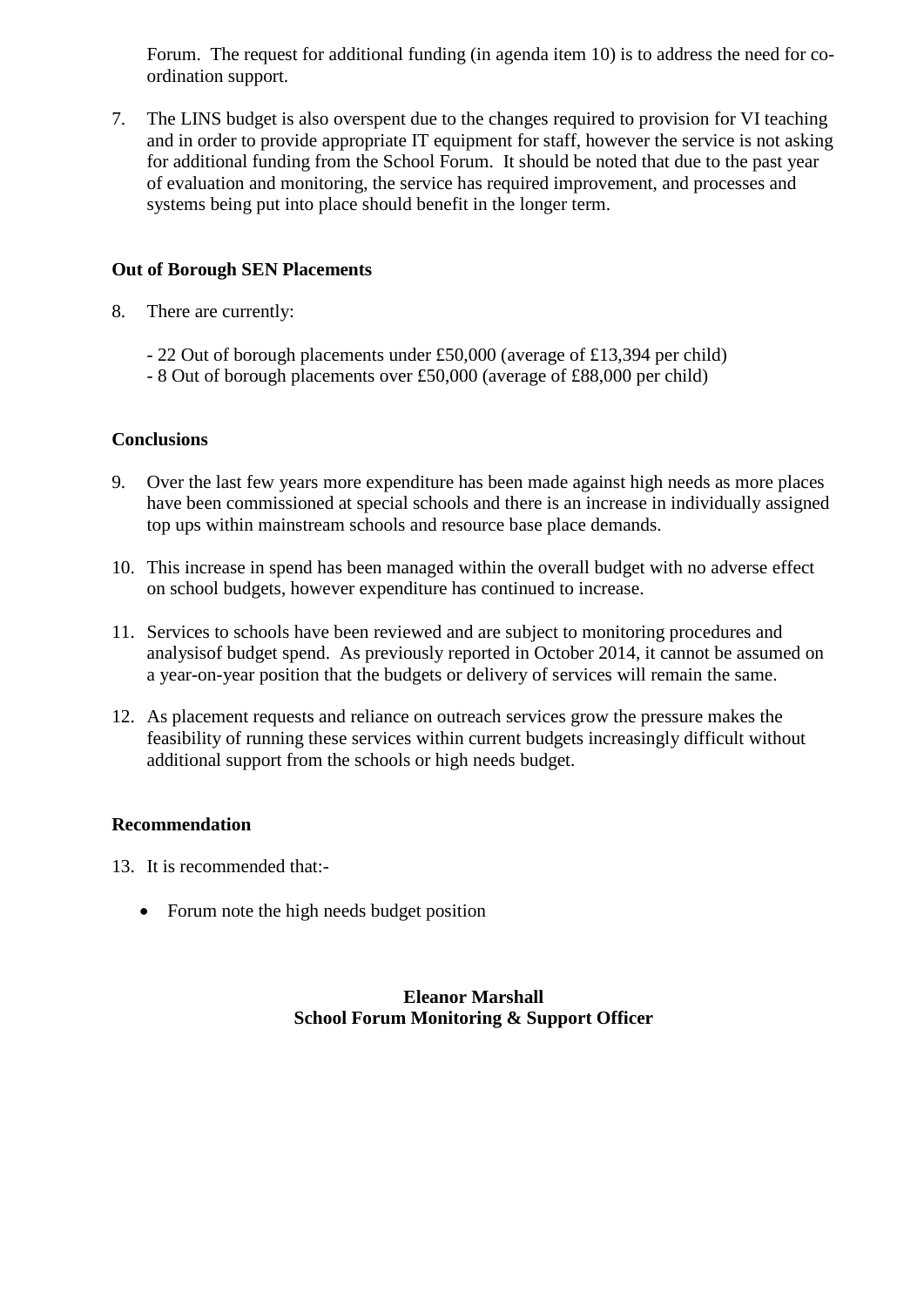Forum. The request for additional funding (in agenda item 10) is to address the need for co-ordination support.

7. The LINS budget is also overspent due to the changes required to provision for VI teaching and in order to provide appropriate IT equipment for staff, however the service is not asking for additional funding from the School Forum. It should be noted that due to the past year of evaluation and monitoring, the service has required improvement, and processes and systems being put into place should benefit in the longer term.

**Out of Borough SEN Placements**

8. There are currently:

   - 22 Out of borough placements under £50,000 (average of £13,394 per child)
   - 8 Out of borough placements over £50,000 (average of £88,000 per child)

**Conclusions**

9. Over the last few years more expenditure has been made against high needs as more places have been commissioned at special schools and there is an increase in individually assigned top ups within mainstream schools and resource base place demands.

10. This increase in spend has been managed within the overall budget with no adverse effect on school budgets, however expenditure has continued to increase.

11. Services to schools have been reviewed and are subject to monitoring procedures and analysisof budget spend. As previously reported in October 2014, it cannot be assumed on a year-on-year position that the budgets or delivery of services will remain the same.

12. As placement requests and reliance on outreach services grow the pressure makes the feasibility of running these services within current budgets increasingly difficult without additional support from the schools or high needs budget.

**Recommendation**

13. It is recommended that:-

   - Forum note the high needs budget position

**Eleanor Marshall**
**School Forum Monitoring & Support Officer**